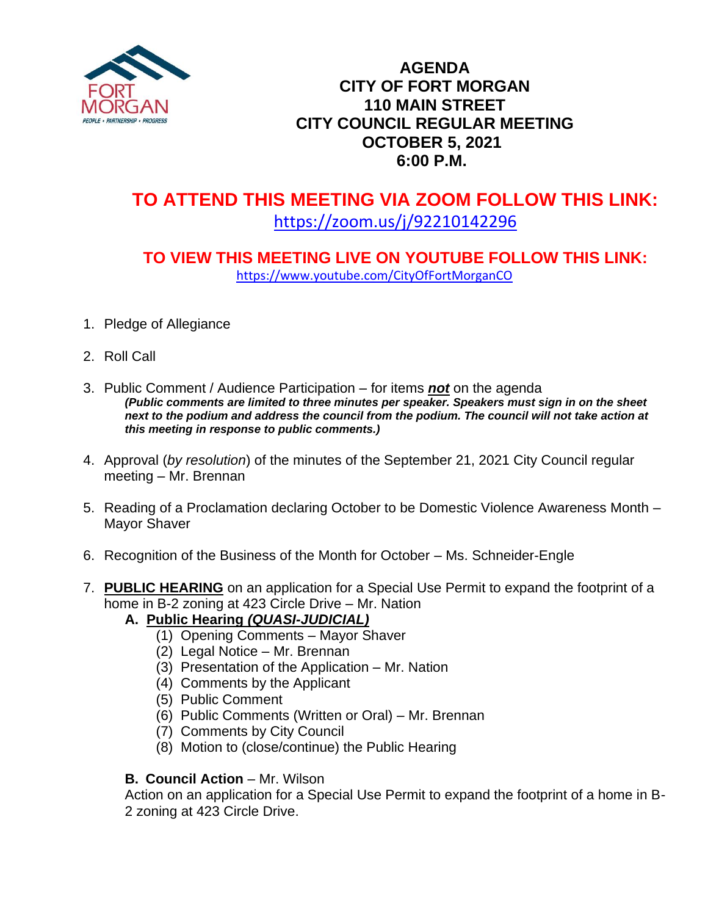# AGENDA
# CITY OF FORT MORGAN
# 110 MAIN STREET
# CITY COUNCIL REGULAR MEETING
# OCTOBER 5, 2021
# 6:00 P.M.

## TO ATTEND THIS MEETING VIA ZOOM FOLLOW THIS LINK:

https://zoom.us/j/92210142296

## TO VIEW THIS MEETING LIVE ON YOUTUBE FOLLOW THIS LINK:

https://www.youtube.com/CityOfFortMorganCO

1. Pledge of Allegiance

2. Roll Call

3. Public Comment / Audience Participation – for items ***not*** on the agenda
***(Public comments are limited to three minutes per speaker. Speakers must sign in on the sheet next to the podium and address the council from the podium. The council will not take action at this meeting in response to public comments.)***

4. Approval (*by resolution*) of the minutes of the September 21, 2021 City Council regular meeting – Mr. Brennan

5. Reading of a Proclamation declaring October to be Domestic Violence Awareness Month – Mayor Shaver

6. Recognition of the Business of the Month for October – Ms. Schneider-Engle

7. **PUBLIC HEARING** on an application for a Special Use Permit to expand the footprint of a home in B-2 zoning at 423 Circle Drive – Mr. Nation

   **A. Public Hearing *(QUASI-JUDICIAL)***
   1. Opening Comments – Mayor Shaver
   2. Legal Notice – Mr. Brennan
   3. Presentation of the Application – Mr. Nation
   4. Comments by the Applicant
   5. Public Comment
   6. Public Comments (Written or Oral) – Mr. Brennan
   7. Comments by City Council
   8. Motion to (close/continue) the Public Hearing

   **B. Council Action** – Mr. Wilson
   Action on an application for a Special Use Permit to expand the footprint of a home in B-2 zoning at 423 Circle Drive.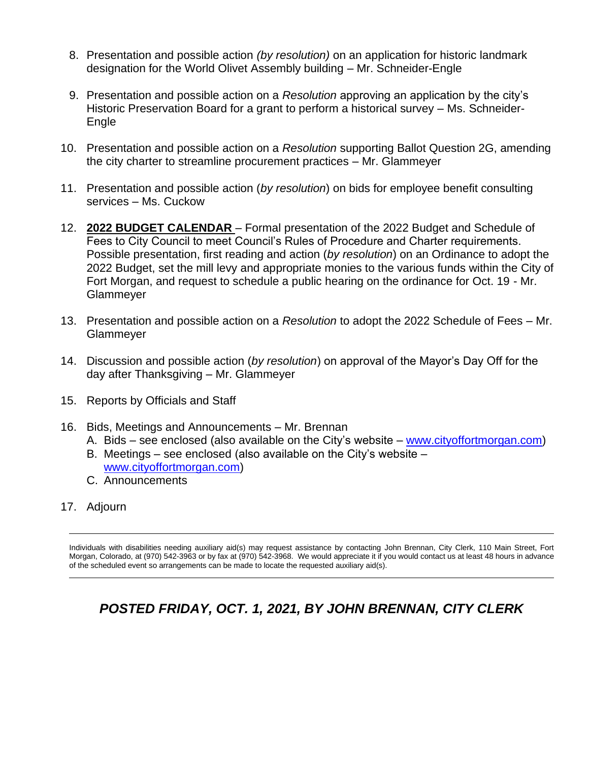8. Presentation and possible action *(by resolution)* on an application for historic landmark designation for the World Olivet Assembly building – Mr. Schneider-Engle

9. Presentation and possible action on a *Resolution* approving an application by the city's Historic Preservation Board for a grant to perform a historical survey – Ms. Schneider-Engle

10. Presentation and possible action on a *Resolution* supporting Ballot Question 2G, amending the city charter to streamline procurement practices – Mr. Glammeyer

11. Presentation and possible action (*by resolution*) on bids for employee benefit consulting services – Ms. Cuckow

12. **2022 BUDGET CALENDAR** – Formal presentation of the 2022 Budget and Schedule of Fees to City Council to meet Council's Rules of Procedure and Charter requirements. Possible presentation, first reading and action (*by resolution*) on an Ordinance to adopt the 2022 Budget, set the mill levy and appropriate monies to the various funds within the City of Fort Morgan, and request to schedule a public hearing on the ordinance for Oct. 19 - Mr. Glammeyer

13. Presentation and possible action on a *Resolution* to adopt the 2022 Schedule of Fees – Mr. Glammeyer

14. Discussion and possible action (*by resolution*) on approval of the Mayor's Day Off for the day after Thanksgiving – Mr. Glammeyer

15. Reports by Officials and Staff

16. Bids, Meetings and Announcements – Mr. Brennan
    A. Bids – see enclosed (also available on the City's website – www.cityoffortmorgan.com)
    B. Meetings – see enclosed (also available on the City's website – www.cityoffortmorgan.com)
    C. Announcements

17. Adjourn

---

Individuals with disabilities needing auxiliary aid(s) may request assistance by contacting John Brennan, City Clerk, 110 Main Street, Fort Morgan, Colorado, at (970) 542-3963 or by fax at (970) 542-3968. We would appreciate it if you would contact us at least 48 hours in advance of the scheduled event so arrangements can be made to locate the requested auxiliary aid(s).

---

***POSTED FRIDAY, OCT. 1, 2021, BY JOHN BRENNAN, CITY CLERK***